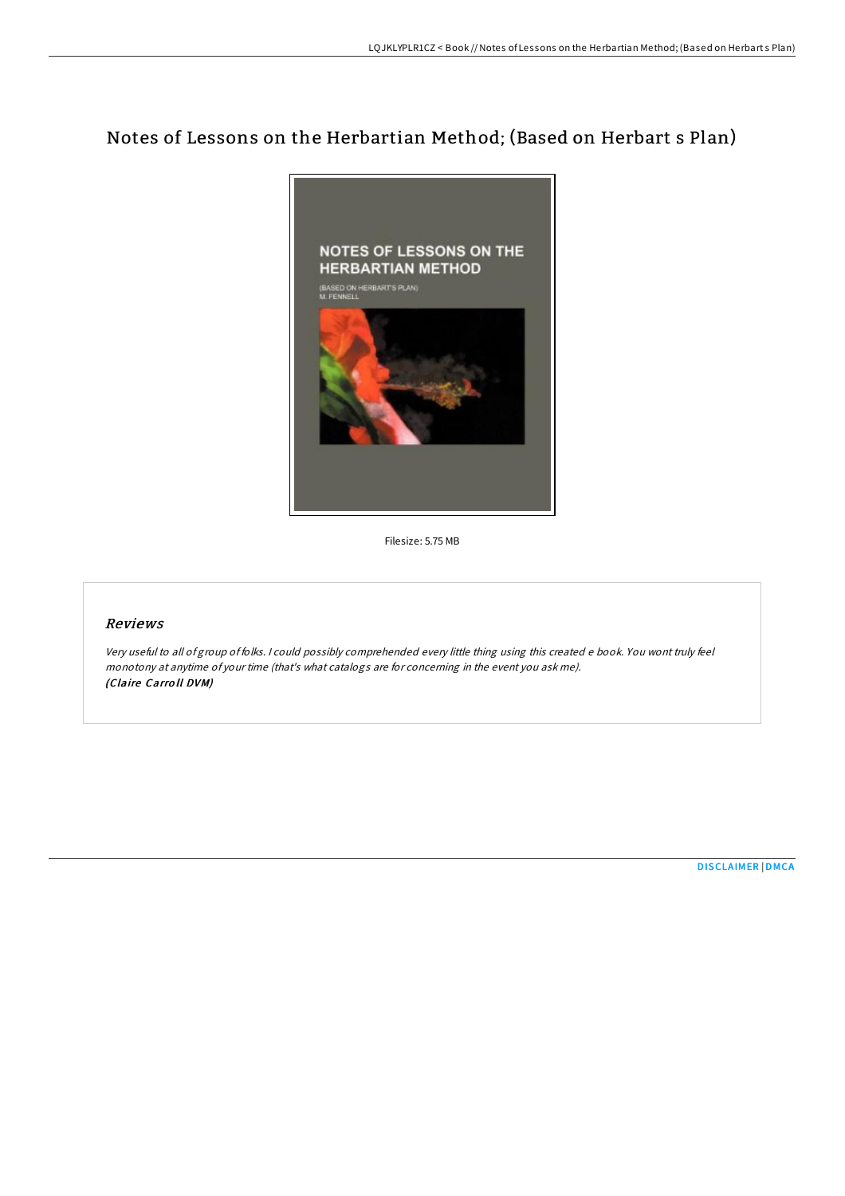# Notes of Lessons on the Herbartian Method; (Based on Herbart s Plan)

Filesize: 5.75 MB

## *Reviews*

*Very useful to all of group of folks. I could possibly comprehended every little thing using this created e book. You wont truly feel monotony at anytime of your time (that's what catalogs are for concerning in the event you ask me).*
***(Claire Carroll DVM)***

DISCLAIMER | DMCA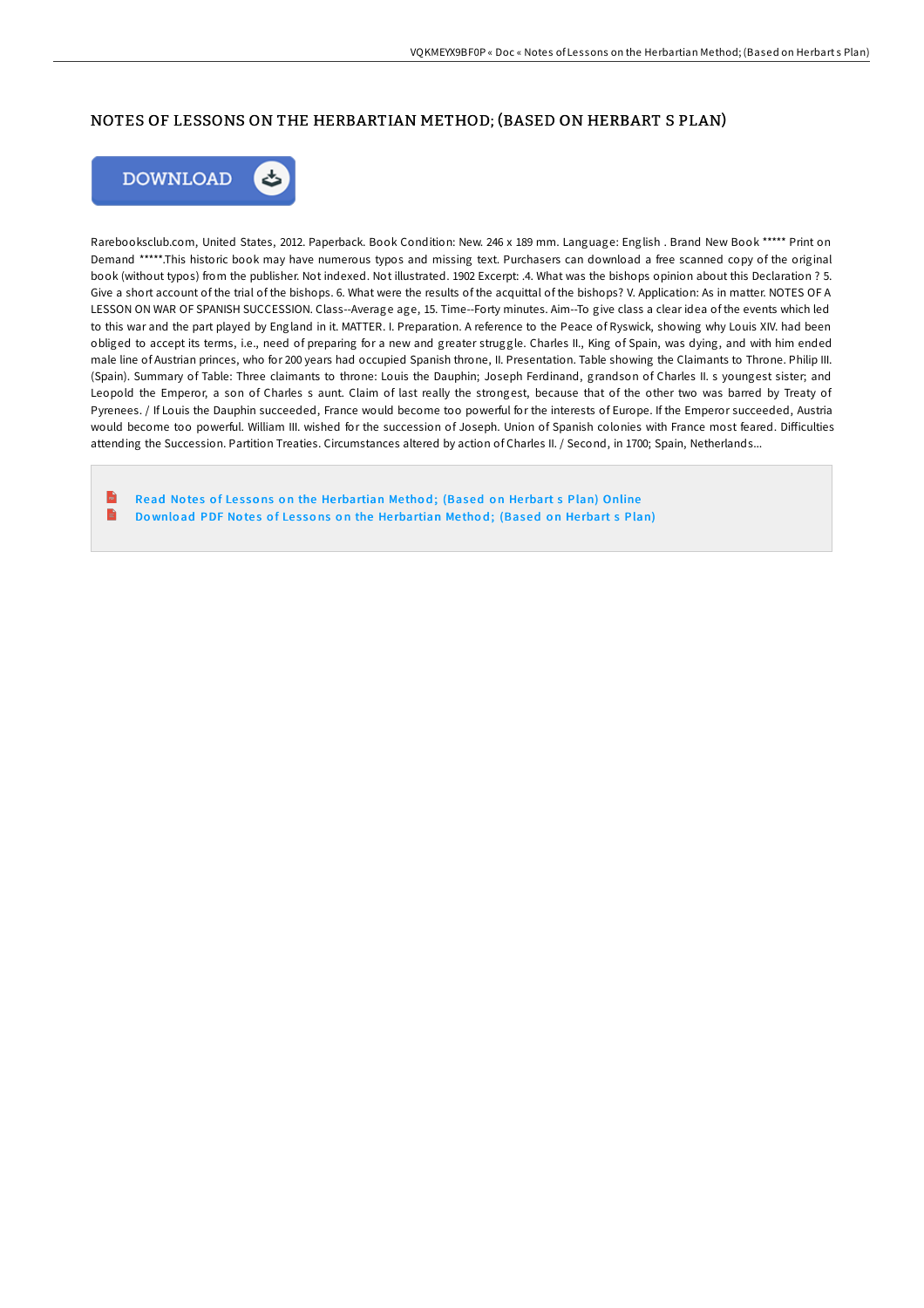# NOTES OF LESSONS ON THE HERBARTIAN METHOD; (BASED ON HERBART S PLAN)

DOWNLOAD

Rarebooksclub.com, United States, 2012. Paperback. Book Condition: New. 246 x 189 mm. Language: English . Brand New Book ***** Print on Demand *****.This historic book may have numerous typos and missing text. Purchasers can download a free scanned copy of the original book (without typos) from the publisher. Not indexed. Not illustrated. 1902 Excerpt: .4. What was the bishops opinion about this Declaration ? 5. Give a short account of the trial of the bishops. 6. What were the results of the acquittal of the bishops? V. Application: As in matter. NOTES OF A LESSON ON WAR OF SPANISH SUCCESSION. Class--Average age, 15. Time--Forty minutes. Aim--To give class a clear idea of the events which led to this war and the part played by England in it. MATTER. I. Preparation. A reference to the Peace of Ryswick, showing why Louis XIV. had been obliged to accept its terms, i.e., need of preparing for a new and greater struggle. Charles II., King of Spain, was dying, and with him ended male line of Austrian princes, who for 200 years had occupied Spanish throne, II. Presentation. Table showing the Claimants to Throne. Philip III. (Spain). Summary of Table: Three claimants to throne: Louis the Dauphin; Joseph Ferdinand, grandson of Charles II. s youngest sister; and Leopold the Emperor, a son of Charles s aunt. Claim of last really the strongest, because that of the other two was barred by Treaty of Pyrenees. / If Louis the Dauphin succeeded, France would become too powerful for the interests of Europe. If the Emperor succeeded, Austria would become too powerful. William III. wished for the succession of Joseph. Union of Spanish colonies with France most feared. Difficulties attending the Succession. Partition Treaties. Circumstances altered by action of Charles II. / Second, in 1700; Spain, Netherlands...

- Read Notes of Lessons on the Herbartian Method; (Based on Herbart s Plan) Online
- Download PDF Notes of Lessons on the Herbartian Method; (Based on Herbart s Plan)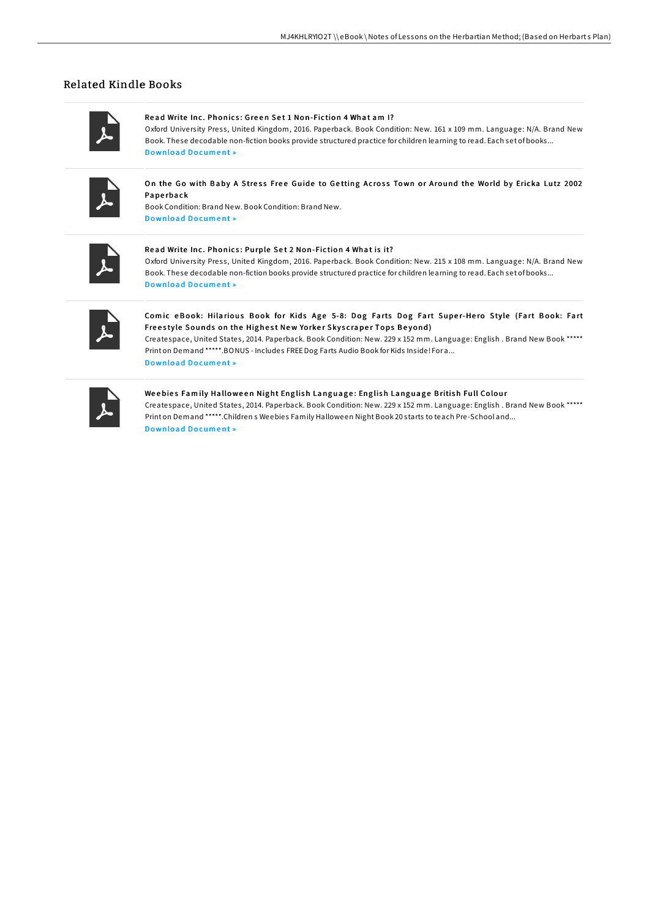## Related Kindle Books

**Read Write Inc. Phonics: Green Set 1 Non-Fiction 4 What am I?**

Oxford University Press, United Kingdom, 2016. Paperback. Book Condition: New. 161 x 109 mm. Language: N/A. Brand New Book. These decodable non-fiction books provide structured practice for children learning to read. Each set of books...

Download Document »

**On the Go with Baby A Stress Free Guide to Getting Across Town or Around the World by Ericka Lutz 2002 Paperback**

Book Condition: Brand New. Book Condition: Brand New.

Download Document »

**Read Write Inc. Phonics: Purple Set 2 Non-Fiction 4 What is it?**

Oxford University Press, United Kingdom, 2016. Paperback. Book Condition: New. 215 x 108 mm. Language: N/A. Brand New Book. These decodable non-fiction books provide structured practice for children learning to read. Each set of books...

Download Document »

**Comic eBook: Hilarious Book for Kids Age 5-8: Dog Farts Dog Fart Super-Hero Style (Fart Book: Fart Freestyle Sounds on the Highest New Yorker Skyscraper Tops Beyond)**

Createspace, United States, 2014. Paperback. Book Condition: New. 229 x 152 mm. Language: English . Brand New Book ***** Print on Demand *****.BONUS - Includes FREE Dog Farts Audio Book for Kids Inside! For a...

Download Document »

**Weebies Family Halloween Night English Language: English Language British Full Colour**

Createspace, United States, 2014. Paperback. Book Condition: New. 229 x 152 mm. Language: English . Brand New Book ***** Print on Demand *****.Children s Weebies Family Halloween Night Book 20 starts to teach Pre-School and...

Download Document »